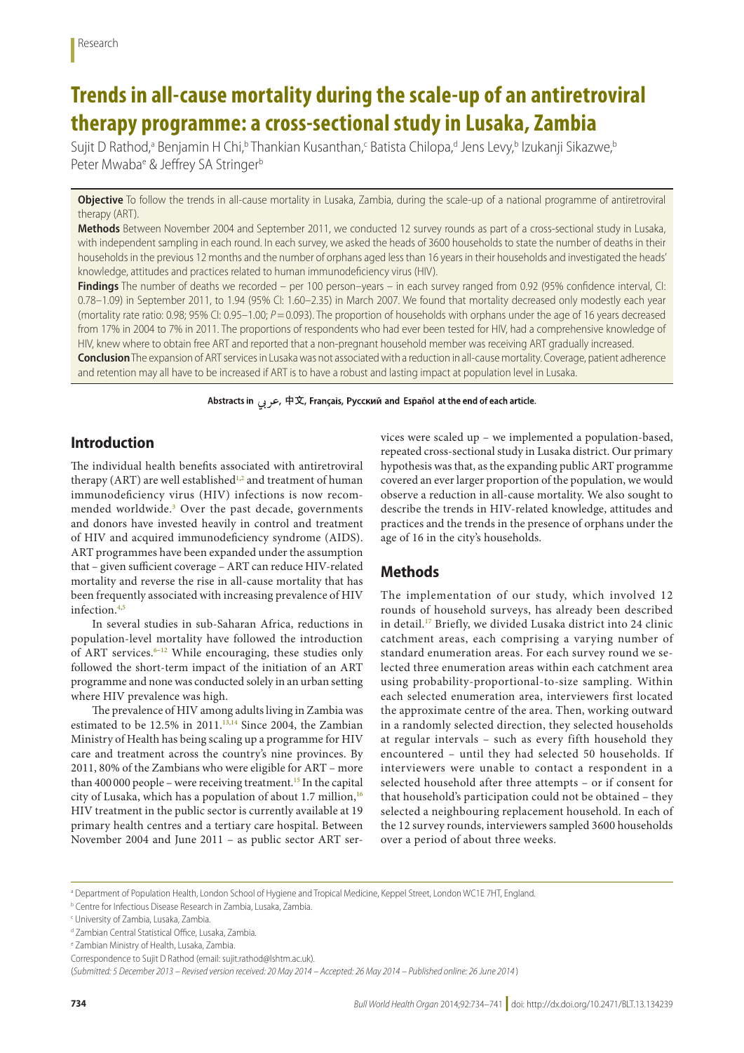Research

# Trends in all-cause mortality during the scale-up of an antiretroviral therapy programme: a cross-sectional study in Lusaka, Zambia

Sujit D Rathod,[a] Benjamin H Chi,[b] Thankian Kusanthan,[c] Batista Chilopa,[d] Jens Levy,[b] Izukanji Sikazwe,[b] Peter Mwaba[e] & Jeffrey SA Stringer[b]

**Objective** To follow the trends in all-cause mortality in Lusaka, Zambia, during the scale-up of a national programme of antiretroviral therapy (ART).

**Methods** Between November 2004 and September 2011, we conducted 12 survey rounds as part of a cross-sectional study in Lusaka, with independent sampling in each round. In each survey, we asked the heads of 3600 households to state the number of deaths in their households in the previous 12 months and the number of orphans aged less than 16 years in their households and investigated the heads' knowledge, attitudes and practices related to human immunodeficiency virus (HIV).

**Findings** The number of deaths we recorded – per 100 person–years – in each survey ranged from 0.92 (95% confidence interval, CI: 0.78–1.09) in September 2011, to 1.94 (95% CI: 1.60–2.35) in March 2007. We found that mortality decreased only modestly each year (mortality rate ratio: 0.98; 95% CI: 0.95–1.00; $P = 0.093$). The proportion of households with orphans under the age of 16 years decreased from 17% in 2004 to 7% in 2011. The proportions of respondents who had ever been tested for HIV, had a comprehensive knowledge of HIV, knew where to obtain free ART and reported that a non-pregnant household member was receiving ART gradually increased.

**Conclusion** The expansion of ART services in Lusaka was not associated with a reduction in all-cause mortality. Coverage, patient adherence and retention may all have to be increased if ART is to have a robust and lasting impact at population level in Lusaka.

**Abstracts in عربي, 中文, Français, Русский and Español at the end of each article.**

## Introduction

The individual health benefits associated with antiretroviral therapy (ART) are well established[1,2] and treatment of human immunodeficiency virus (HIV) infections is now recommended worldwide.[3] Over the past decade, governments and donors have invested heavily in control and treatment of HIV and acquired immunodeficiency syndrome (AIDS). ART programmes have been expanded under the assumption that – given sufficient coverage – ART can reduce HIV-related mortality and reverse the rise in all-cause mortality that has been frequently associated with increasing prevalence of HIV infection.[4,5]

In several studies in sub-Saharan Africa, reductions in population-level mortality have followed the introduction of ART services.[6–12] While encouraging, these studies only followed the short-term impact of the initiation of an ART programme and none was conducted solely in an urban setting where HIV prevalence was high.

The prevalence of HIV among adults living in Zambia was estimated to be 12.5% in 2011.[13,14] Since 2004, the Zambian Ministry of Health has being scaling up a programme for HIV care and treatment across the country's nine provinces. By 2011, 80% of the Zambians who were eligible for ART – more than 400 000 people – were receiving treatment.[15] In the capital city of Lusaka, which has a population of about 1.7 million,[16] HIV treatment in the public sector is currently available at 19 primary health centres and a tertiary care hospital. Between November 2004 and June 2011 – as public sector ART services were scaled up – we implemented a population-based, repeated cross-sectional study in Lusaka district. Our primary hypothesis was that, as the expanding public ART programme covered an ever larger proportion of the population, we would observe a reduction in all-cause mortality. We also sought to describe the trends in HIV-related knowledge, attitudes and practices and the trends in the presence of orphans under the age of 16 in the city's households.

## Methods

The implementation of our study, which involved 12 rounds of household surveys, has already been described in detail.[17] Briefly, we divided Lusaka district into 24 clinic catchment areas, each comprising a varying number of standard enumeration areas. For each survey round we selected three enumeration areas within each catchment area using probability-proportional-to-size sampling. Within each selected enumeration area, interviewers first located the approximate centre of the area. Then, working outward in a randomly selected direction, they selected households at regular intervals – such as every fifth household they encountered – until they had selected 50 households. If interviewers were unable to contact a respondent in a selected household after three attempts – or if consent for that household's participation could not be obtained – they selected a neighbouring replacement household. In each of the 12 survey rounds, interviewers sampled 3600 households over a period of about three weeks.

[a] Department of Population Health, London School of Hygiene and Tropical Medicine, Keppel Street, London WC1E 7HT, England.

[b] Centre for Infectious Disease Research in Zambia, Lusaka, Zambia.

[c] University of Zambia, Lusaka, Zambia.

[d] Zambian Central Statistical Office, Lusaka, Zambia.

[e] Zambian Ministry of Health, Lusaka, Zambia.

Correspondence to Sujit D Rathod (email: sujit.rathod@lshtm.ac.uk).

(*Submitted: 5 December 2013 – Revised version received: 20 May 2014 – Accepted: 26 May 2014 – Published online: 26 June 2014*)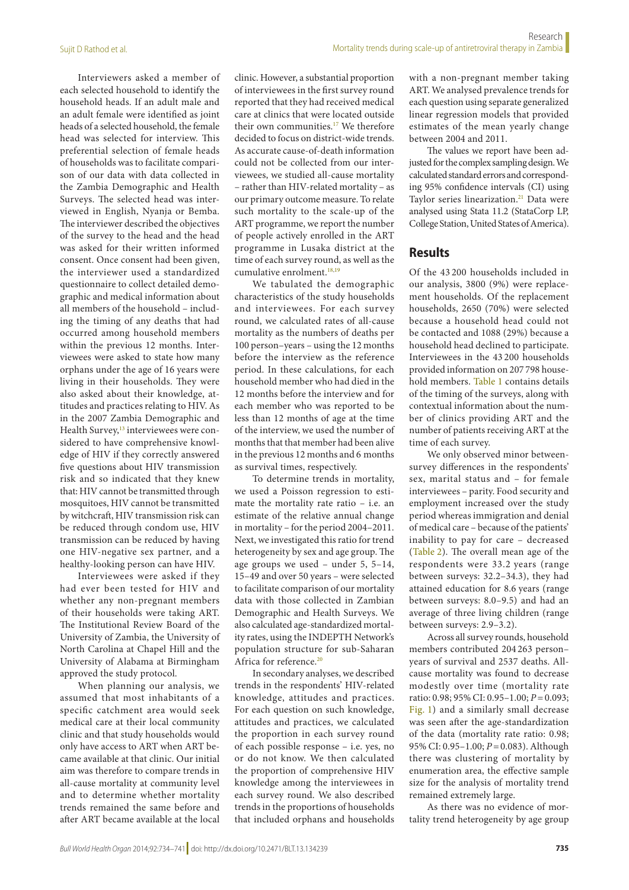Interviewers asked a member of each selected household to identify the household heads. If an adult male and an adult female were identified as joint heads of a selected household, the female head was selected for interview. This preferential selection of female heads of households was to facilitate comparison of our data with data collected in the Zambia Demographic and Health Surveys. The selected head was interviewed in English, Nyanja or Bemba. The interviewer described the objectives of the survey to the head and the head was asked for their written informed consent. Once consent had been given, the interviewer used a standardized questionnaire to collect detailed demographic and medical information about all members of the household – including the timing of any deaths that had occurred among household members within the previous 12 months. Interviewees were asked to state how many orphans under the age of 16 years were living in their households. They were also asked about their knowledge, attitudes and practices relating to HIV. As in the 2007 Zambia Demographic and Health Survey,[13] interviewees were considered to have comprehensive knowledge of HIV if they correctly answered five questions about HIV transmission risk and so indicated that they knew that: HIV cannot be transmitted through mosquitoes, HIV cannot be transmitted by witchcraft, HIV transmission risk can be reduced through condom use, HIV transmission can be reduced by having one HIV-negative sex partner, and a healthy-looking person can have HIV.

Interviewees were asked if they had ever been tested for HIV and whether any non-pregnant members of their households were taking ART. The Institutional Review Board of the University of Zambia, the University of North Carolina at Chapel Hill and the University of Alabama at Birmingham approved the study protocol.

When planning our analysis, we assumed that most inhabitants of a specific catchment area would seek medical care at their local community clinic and that study households would only have access to ART when ART became available at that clinic. Our initial aim was therefore to compare trends in all-cause mortality at community level and to determine whether mortality trends remained the same before and after ART became available at the local clinic. However, a substantial proportion of interviewees in the first survey round reported that they had received medical care at clinics that were located outside their own communities.[17] We therefore decided to focus on district-wide trends. As accurate cause-of-death information could not be collected from our interviewees, we studied all-cause mortality – rather than HIV-related mortality – as our primary outcome measure. To relate such mortality to the scale-up of the ART programme, we report the number of people actively enrolled in the ART programme in Lusaka district at the time of each survey round, as well as the cumulative enrolment.[18,19]

We tabulated the demographic characteristics of the study households and interviewees. For each survey round, we calculated rates of all-cause mortality as the numbers of deaths per 100 person–years – using the 12 months before the interview as the reference period. In these calculations, for each household member who had died in the 12 months before the interview and for each member who was reported to be less than 12 months of age at the time of the interview, we used the number of months that that member had been alive in the previous 12 months and 6 months as survival times, respectively.

To determine trends in mortality, we used a Poisson regression to estimate the mortality rate ratio – i.e. an estimate of the relative annual change in mortality – for the period 2004–2011. Next, we investigated this ratio for trend heterogeneity by sex and age group. The age groups we used – under 5, 5–14, 15–49 and over 50 years – were selected to facilitate comparison of our mortality data with those collected in Zambian Demographic and Health Surveys. We also calculated age-standardized mortality rates, using the INDEPTH Network's population structure for sub-Saharan Africa for reference.[20]

In secondary analyses, we described trends in the respondents' HIV-related knowledge, attitudes and practices. For each question on such knowledge, attitudes and practices, we calculated the proportion in each survey round of each possible response – i.e. yes, no or do not know. We then calculated the proportion of comprehensive HIV knowledge among the interviewees in each survey round. We also described trends in the proportions of households that included orphans and households with a non-pregnant member taking ART. We analysed prevalence trends for each question using separate generalized linear regression models that provided estimates of the mean yearly change between 2004 and 2011.

The values we report have been adjusted for the complex sampling design. We calculated standard errors and corresponding 95% confidence intervals (CI) using Taylor series linearization.[21] Data were analysed using Stata 11.2 (StataCorp LP, College Station, United States of America).

## Results

Of the 43 200 households included in our analysis, 3800 (9%) were replacement households. Of the replacement households, 2650 (70%) were selected because a household head could not be contacted and 1088 (29%) because a household head declined to participate. Interviewees in the 43 200 households provided information on 207 798 household members. Table 1 contains details of the timing of the surveys, along with contextual information about the number of clinics providing ART and the number of patients receiving ART at the time of each survey.

We only observed minor between-survey differences in the respondents' sex, marital status and – for female interviewees – parity. Food security and employment increased over the study period whereas immigration and denial of medical care – because of the patients' inability to pay for care – decreased (Table 2). The overall mean age of the respondents were 33.2 years (range between surveys: 32.2–34.3), they had attained education for 8.6 years (range between surveys: 8.0–9.5) and had an average of three living children (range between surveys: 2.9–3.2).

Across all survey rounds, household members contributed 204 263 person–years of survival and 2537 deaths. All-cause mortality was found to decrease modestly over time (mortality rate ratio: 0.98; 95% CI: 0.95–1.00; $P = 0.093$; Fig. 1) and a similarly small decrease was seen after the age-standardization of the data (mortality rate ratio: 0.98; 95% CI: 0.95–1.00; $P = 0.083$). Although there was clustering of mortality by enumeration area, the effective sample size for the analysis of mortality trend remained extremely large.

As there was no evidence of mortality trend heterogeneity by age group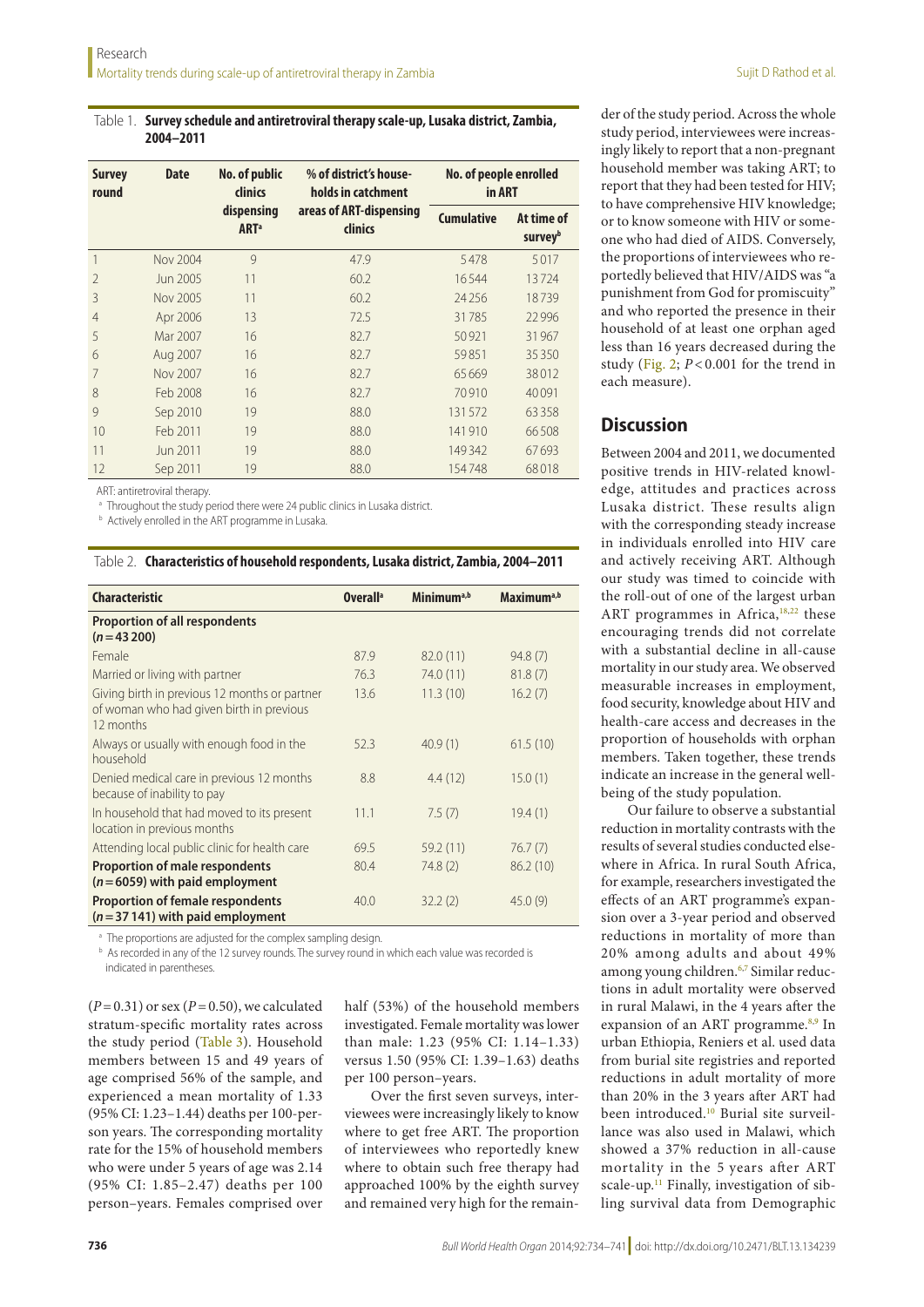Table 1. **Survey schedule and antiretroviral therapy scale-up, Lusaka district, Zambia, 2004–2011**

| Survey round | Date | No. of public clinics dispensing ART[a] | % of district's households in catchment areas of ART-dispensing clinics | No. of people enrolled in ART | |
|---|---|---|---|---|---|
| | | | | Cumulative | At time of survey[b] |
| 1 | Nov 2004 | 9 | 47.9 | 5478 | 5017 |
| 2 | Jun 2005 | 11 | 60.2 | 16544 | 13724 |
| 3 | Nov 2005 | 11 | 60.2 | 24256 | 18739 |
| 4 | Apr 2006 | 13 | 72.5 | 31785 | 22996 |
| 5 | Mar 2007 | 16 | 82.7 | 50921 | 31967 |
| 6 | Aug 2007 | 16 | 82.7 | 59851 | 35350 |
| 7 | Nov 2007 | 16 | 82.7 | 65669 | 38012 |
| 8 | Feb 2008 | 16 | 82.7 | 70910 | 40091 |
| 9 | Sep 2010 | 19 | 88.0 | 131572 | 63358 |
| 10 | Feb 2011 | 19 | 88.0 | 141910 | 66508 |
| 11 | Jun 2011 | 19 | 88.0 | 149342 | 67693 |
| 12 | Sep 2011 | 19 | 88.0 | 154748 | 68018 |

ART: antiretroviral therapy.

[a] Throughout the study period there were 24 public clinics in Lusaka district.

[b] Actively enrolled in the ART programme in Lusaka.

Table 2. **Characteristics of household respondents, Lusaka district, Zambia, 2004–2011**

| Characteristic | Overall[a] | Minimum[a,b] | Maximum[a,b] |
|---|---|---|---|
| **Proportion of all respondents ($n = 43200$)** | | | |
| Female | 87.9 | 82.0 (11) | 94.8 (7) |
| Married or living with partner | 76.3 | 74.0 (11) | 81.8 (7) |
| Giving birth in previous 12 months or partner of woman who had given birth in previous 12 months | 13.6 | 11.3 (10) | 16.2 (7) |
| Always or usually with enough food in the household | 52.3 | 40.9 (1) | 61.5 (10) |
| Denied medical care in previous 12 months because of inability to pay | 8.8 | 4.4 (12) | 15.0 (1) |
| In household that had moved to its present location in previous months | 11.1 | 7.5 (7) | 19.4 (1) |
| Attending local public clinic for health care | 69.5 | 59.2 (11) | 76.7 (7) |
| **Proportion of male respondents ($n = 6059$) with paid employment** | 80.4 | 74.8 (2) | 86.2 (10) |
| **Proportion of female respondents ($n = 37141$) with paid employment** | 40.0 | 32.2 (2) | 45.0 (9) |

[a] The proportions are adjusted for the complex sampling design.

[b] As recorded in any of the 12 survey rounds. The survey round in which each value was recorded is indicated in parentheses.

($P = 0.31$) or sex ($P = 0.50$), we calculated stratum-specific mortality rates across the study period (Table 3). Household members between 15 and 49 years of age comprised 56% of the sample, and experienced a mean mortality of 1.33 (95% CI: 1.23–1.44) deaths per 100-person years. The corresponding mortality rate for the 15% of household members who were under 5 years of age was 2.14 (95% CI: 1.85–2.47) deaths per 100 person–years. Females comprised over half (53%) of the household members investigated. Female mortality was lower than male: 1.23 (95% CI: 1.14–1.33) versus 1.50 (95% CI: 1.39–1.63) deaths per 100 person–years.

Over the first seven surveys, interviewees were increasingly likely to know where to get free ART. The proportion of interviewees who reportedly knew where to obtain such free therapy had approached 100% by the eighth survey and remained very high for the remainder of the study period. Across the whole study period, interviewees were increasingly likely to report that a non-pregnant household member was taking ART; to report that they had been tested for HIV; to have comprehensive HIV knowledge; or to know someone with HIV or someone who had died of AIDS. Conversely, the proportions of interviewees who reportedly believed that HIV/AIDS was "a punishment from God for promiscuity" and who reported the presence in their household of at least one orphan aged less than 16 years decreased during the study (Fig. 2; $P < 0.001$ for the trend in each measure).

## Discussion

Between 2004 and 2011, we documented positive trends in HIV-related knowledge, attitudes and practices across Lusaka district. These results align with the corresponding steady increase in individuals enrolled into HIV care and actively receiving ART. Although our study was timed to coincide with the roll-out of one of the largest urban ART programmes in Africa,[18,22] these encouraging trends did not correlate with a substantial decline in all-cause mortality in our study area. We observed measurable increases in employment, food security, knowledge about HIV and health-care access and decreases in the proportion of households with orphan members. Taken together, these trends indicate an increase in the general well-being of the study population.

Our failure to observe a substantial reduction in mortality contrasts with the results of several studies conducted elsewhere in Africa. In rural South Africa, for example, researchers investigated the effects of an ART programme's expansion over a 3-year period and observed reductions in mortality of more than 20% among adults and about 49% among young children.[6,7] Similar reductions in adult mortality were observed in rural Malawi, in the 4 years after the expansion of an ART programme.[8,9] In urban Ethiopia, Reniers et al. used data from burial site registries and reported reductions in adult mortality of more than 20% in the 3 years after ART had been introduced.[10] Burial site surveillance was also used in Malawi, which showed a 37% reduction in all-cause mortality in the 5 years after ART scale-up.[11] Finally, investigation of sibling survival data from Demographic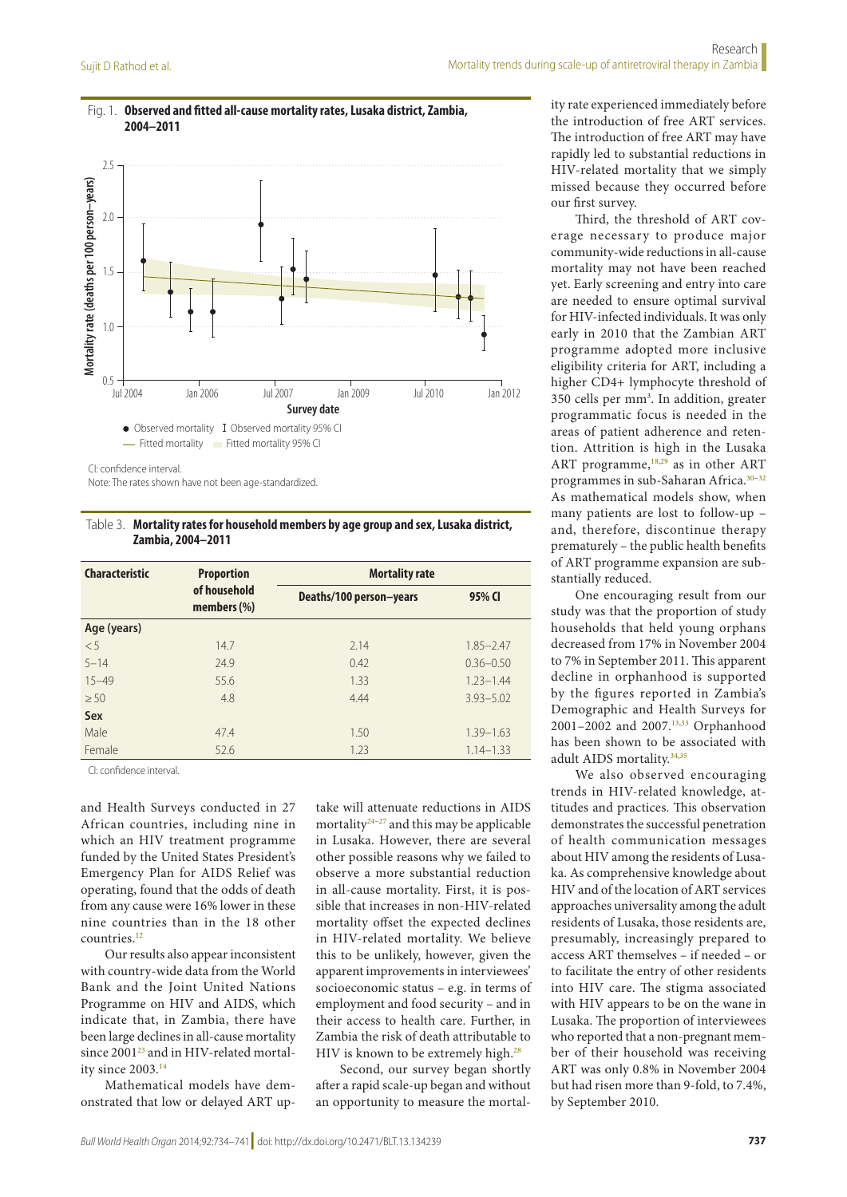Fig. 1. **Observed and fitted all-cause mortality rates, Lusaka district, Zambia, 2004–2011**

CI: confidence interval.

Note: The rates shown have not been age-standardized.

Table 3. **Mortality rates for household members by age group and sex, Lusaka district, Zambia, 2004–2011**

| Characteristic | Proportion of household members (%) | Mortality rate | |
|---|---|---|---|
| | | Deaths/100 person–years | 95% CI |
| **Age (years)** | | | |
| < 5 | 14.7 | 2.14 | 1.85–2.47 |
| 5–14 | 24.9 | 0.42 | 0.36–0.50 |
| 15–49 | 55.6 | 1.33 | 1.23–1.44 |
| ≥ 50 | 4.8 | 4.44 | 3.93–5.02 |
| **Sex** | | | |
| Male | 47.4 | 1.50 | 1.39–1.63 |
| Female | 52.6 | 1.23 | 1.14–1.33 |

CI: confidence interval.

and Health Surveys conducted in 27 African countries, including nine in which an HIV treatment programme funded by the United States President's Emergency Plan for AIDS Relief was operating, found that the odds of death from any cause were 16% lower in these nine countries than in the 18 other countries.[12]

Our results also appear inconsistent with country-wide data from the World Bank and the Joint United Nations Programme on HIV and AIDS, which indicate that, in Zambia, there have been large declines in all-cause mortality since 2001[23] and in HIV-related mortality since 2003.[14]

Mathematical models have demonstrated that low or delayed ART uptake will attenuate reductions in AIDS mortality[24–27] and this may be applicable in Lusaka. However, there are several other possible reasons why we failed to observe a more substantial reduction in all-cause mortality. First, it is possible that increases in non-HIV-related mortality offset the expected declines in HIV-related mortality. We believe this to be unlikely, however, given the apparent improvements in interviewees' socioeconomic status – e.g. in terms of employment and food security – and in their access to health care. Further, in Zambia the risk of death attributable to HIV is known to be extremely high.[28]

Second, our survey began shortly after a rapid scale-up began and without an opportunity to measure the mortality rate experienced immediately before the introduction of free ART services. The introduction of free ART may have rapidly led to substantial reductions in HIV-related mortality that we simply missed because they occurred before our first survey.

Third, the threshold of ART coverage necessary to produce major community-wide reductions in all-cause mortality may not have been reached yet. Early screening and entry into care are needed to ensure optimal survival for HIV-infected individuals. It was only early in 2010 that the Zambian ART programme adopted more inclusive eligibility criteria for ART, including a higher CD4+ lymphocyte threshold of 350 cells per $mm^3$. In addition, greater programmatic focus is needed in the areas of patient adherence and retention. Attrition is high in the Lusaka ART programme,[18,29] as in other ART programmes in sub-Saharan Africa.[30–32] As mathematical models show, when many patients are lost to follow-up – and, therefore, discontinue therapy prematurely – the public health benefits of ART programme expansion are substantially reduced.

One encouraging result from our study was that the proportion of study households that held young orphans decreased from 17% in November 2004 to 7% in September 2011. This apparent decline in orphanhood is supported by the figures reported in Zambia's Demographic and Health Surveys for 2001–2002 and 2007.[13,33] Orphanhood has been shown to be associated with adult AIDS mortality.[34,35]

We also observed encouraging trends in HIV-related knowledge, attitudes and practices. This observation demonstrates the successful penetration of health communication messages about HIV among the residents of Lusaka. As comprehensive knowledge about HIV and of the location of ART services approaches universality among the adult residents of Lusaka, those residents are, presumably, increasingly prepared to access ART themselves – if needed – or to facilitate the entry of other residents into HIV care. The stigma associated with HIV appears to be on the wane in Lusaka. The proportion of interviewees who reported that a non-pregnant member of their household was receiving ART was only 0.8% in November 2004 but had risen more than 9-fold, to 7.4%, by September 2010.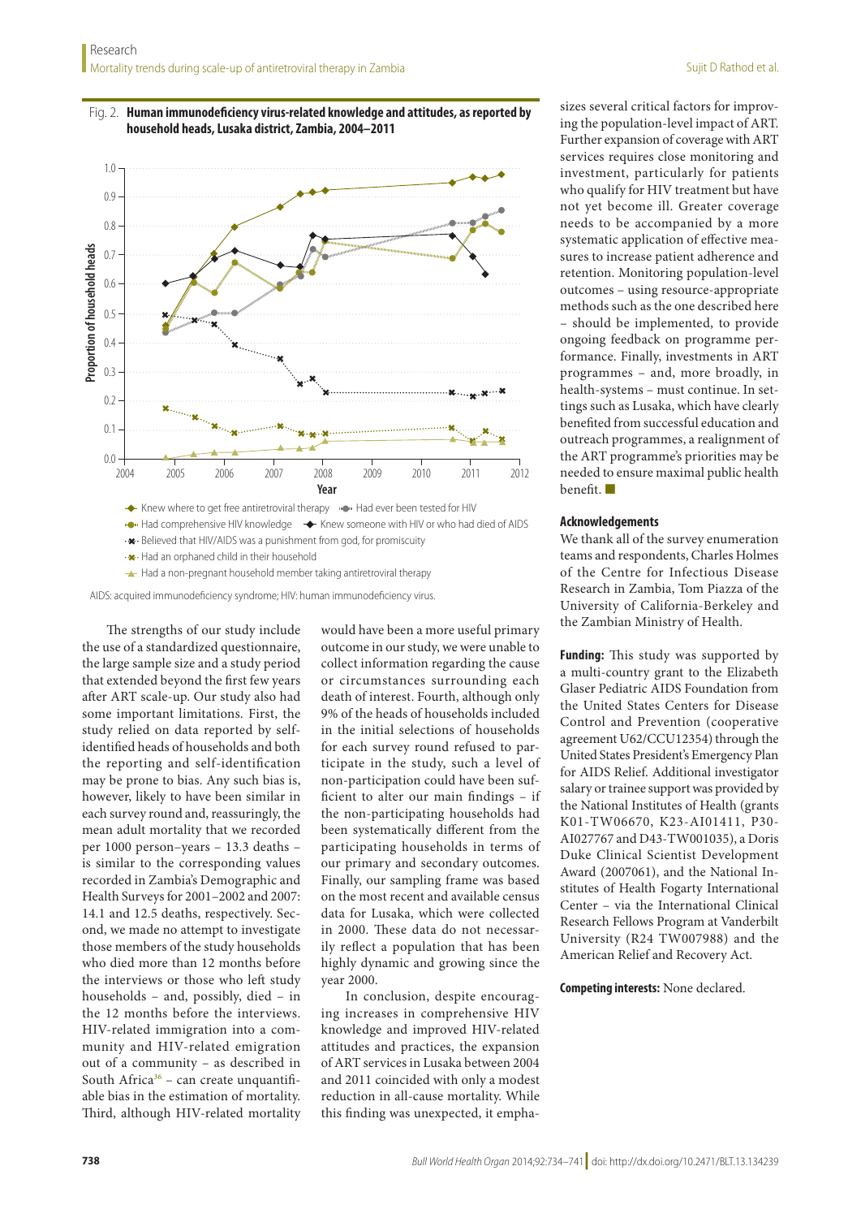Fig. 2. **Human immunodeficiency virus-related knowledge and attitudes, as reported by household heads, Lusaka district, Zambia, 2004–2011**

AIDS: acquired immunodeficiency syndrome; HIV: human immunodeficiency virus.

The strengths of our study include the use of a standardized questionnaire, the large sample size and a study period that extended beyond the first few years after ART scale-up. Our study also had some important limitations. First, the study relied on data reported by self-identified heads of households and both the reporting and self-identification may be prone to bias. Any such bias is, however, likely to have been similar in each survey round and, reassuringly, the mean adult mortality that we recorded per 1000 person–years – 13.3 deaths – is similar to the corresponding values recorded in Zambia's Demographic and Health Surveys for 2001–2002 and 2007: 14.1 and 12.5 deaths, respectively. Second, we made no attempt to investigate those members of the study households who died more than 12 months before the interviews or those who left study households – and, possibly, died – in the 12 months before the interviews. HIV-related immigration into a community and HIV-related emigration out of a community – as described in South Africa[36] – can create unquantifiable bias in the estimation of mortality. Third, although HIV-related mortality would have been a more useful primary outcome in our study, we were unable to collect information regarding the cause or circumstances surrounding each death of interest. Fourth, although only 9% of the heads of households included in the initial selections of households for each survey round refused to participate in the study, such a level of non-participation could have been sufficient to alter our main findings – if the non-participating households had been systematically different from the participating households in terms of our primary and secondary outcomes. Finally, our sampling frame was based on the most recent and available census data for Lusaka, which were collected in 2000. These data do not necessarily reflect a population that has been highly dynamic and growing since the year 2000.

In conclusion, despite encouraging increases in comprehensive HIV knowledge and improved HIV-related attitudes and practices, the expansion of ART services in Lusaka between 2004 and 2011 coincided with only a modest reduction in all-cause mortality. While this finding was unexpected, it emphasizes several critical factors for improving the population-level impact of ART. Further expansion of coverage with ART services requires close monitoring and investment, particularly for patients who qualify for HIV treatment but have not yet become ill. Greater coverage needs to be accompanied by a more systematic application of effective measures to increase patient adherence and retention. Monitoring population-level outcomes – using resource-appropriate methods such as the one described here – should be implemented, to provide ongoing feedback on programme performance. Finally, investments in ART programmes – and, more broadly, in health-systems – must continue. In settings such as Lusaka, which have clearly benefited from successful education and outreach programmes, a realignment of the ART programme's priorities may be needed to ensure maximal public health benefit. ■

## Acknowledgements

We thank all of the survey enumeration teams and respondents, Charles Holmes of the Centre for Infectious Disease Research in Zambia, Tom Piazza of the University of California-Berkeley and the Zambian Ministry of Health.

**Funding:** This study was supported by a multi-country grant to the Elizabeth Glaser Pediatric AIDS Foundation from the United States Centers for Disease Control and Prevention (cooperative agreement U62/CCU12354) through the United States President's Emergency Plan for AIDS Relief. Additional investigator salary or trainee support was provided by the National Institutes of Health (grants K01-TW06670, K23-AI01411, P30-AI027767 and D43-TW001035), a Doris Duke Clinical Scientist Development Award (2007061), and the National Institutes of Health Fogarty International Center – via the International Clinical Research Fellows Program at Vanderbilt University (R24 TW007988) and the American Relief and Recovery Act.

**Competing interests:** None declared.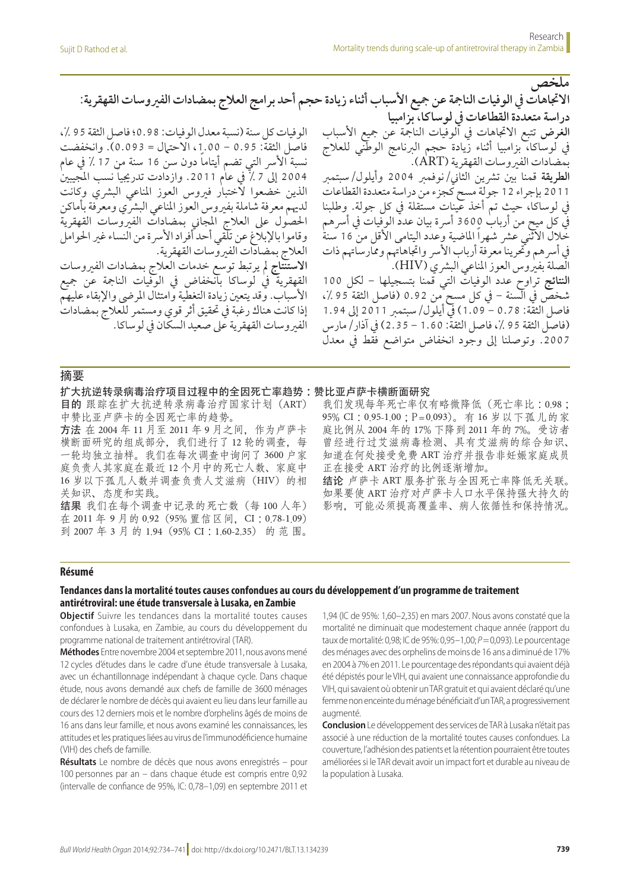## ملخص

### الاتجاهات في الوفيات الناجمة عن جميع الأسباب أثناء زيادة حجم أحد برامج العلاج بمضادات الفيروسات القهقرية: دراسة متعددة القطاعات في لوساكا، بزامبيا

**الغرض** تتبع الاتجاهات في الوفيات الناجمة عن جميع الأسباب في لوساكا، بزامبيا أثناء زيادة حجم البرنامج الوطني للعلاج بمضادات الفيروسات القهقرية (ART).

**الطريقة** قمنا بين تشرين الثاني/ نوفمبر 2004 وأيلول/ سبتمبر 2011 بإجراء 12 جولة مسح كجزء من دراسة متعددة القطاعات في لوساكا، حيث تم أخذ عينات مستقلة في كل جولة. وطلبنا في كل مسح من أرباب 3600 أسرة بيان عدد الوفيات في أسرهم خلال الاثني عشر شهراً الماضية وعدد اليتامى الأقل من 16 سنة في أسرهم وتحرينا معرفة أرباب الأسر واتجاهاتهم وممارساتهم ذات الصلة بفيروس العوز المناعي البشري (HIV).

**النتائج** تراوح عدد الوفيات التي قمنا بتسجيلها – لكل 100 شخص في السنة – في كل مسح من 0.92 (فاصل الثقة 95 ٪، فاصل الثقة: 0.78 – 1.09) في أيلول/ سبتمبر 2011 إلى 1.94 (فاصل الثقة 95 ٪، فاصل الثقة: 1.60 – 2.35) في آذار/ مارس 2007. وتوصلنا إلى وجود انخفاض متواضع فقط في معدل الوفيات كل سنة (نسبة معدل الوفيات: 0.98؛ فاصل الثقة 95 ٪، فاصل الثقة: 0.95 – 1.00، الاحتمال = 0.093). وانخفضت نسبة الأسر التي تضم أيتاماً دون سن 16 سنة من 17 ٪ في عام 2004 إلى 7 ٪ في عام 2011. وازدادت تدريجياً نسب المجيبين الذين خضعوا لاختبار فيروس العوز المناعي البشري وكانت لديهم معرفة شاملة بفيروس العوز المناعي البشري ومعرفة بأماكن الحصول على العلاج المجاني بمضادات الفيروسات القهقرية وقاموا بالإبلاغ عن تلقي أحد أفراد الأسرة من النساء غير الحوامل العلاج بمضادات الفيروسات القهقرية.

**الاستنتاج** لم يرتبط توسع خدمات العلاج بمضادات الفيروسات القهقرية في لوساكا بانخفاض في الوفيات الناجمة عن جميع الأسباب. وقد يتعين زيادة التغطية وامتثال المرضى والإبقاء عليهم إذا كانت هناك رغبة في تحقيق أثر قوي ومستمر للعلاج بمضادات الفيروسات القهقرية على صعيد السكان في لوساكا.

## 摘要

### 扩大抗逆转录病毒治疗项目过程中的全因死亡率趋势：赞比亚卢萨卡横断面研究

**目的** 跟踪在扩大抗逆转录病毒治疗国家计划（ART）中赞比亚卢萨卡的全因死亡率的趋势。

**方法** 在 2004 年 11 月至 2011 年 9 月之间，作为卢萨卡横断面研究的组成部分，我们进行了 12 轮的调查，每一轮均独立抽样。我们在每次调查中询问了 3600 户家庭负责人其家庭在最近 12 个月中的死亡人数、家庭中 16 岁以下孤儿人数并调查负责人艾滋病（HIV）的相关知识、态度和实践。

**结果** 我们在每个调查中记录的死亡数（每 100 人年）在 2011 年 9 月的 0.92（95% 置信区间，CI：0.78-1.09）到 2007 年 3 月 的 1.94（95% CI：1.60-2.35） 的 范 围。我们发现每年死亡率仅有略微降低（死亡率比：0.98；95% CI：0.95-1.00；P=0.093）。有 16 岁以下孤儿的家庭比例从 2004 年的 17% 下降到 2011 年的 7%。受访者曾经进行过艾滋病毒检测、具有艾滋病的综合知识、知道在何处接受免费 ART 治疗并报告非妊娠家庭成员正在接受 ART 治疗的比例逐渐增加。

**结论** 卢萨卡 ART 服务扩张与全因死亡率降低无关联。如果要使 ART 治疗对卢萨卡人口水平保持强大持久的影响，可能必须提高覆盖率、病人依循性和保持情况。

## Résumé

### Tendances dans la mortalité toutes causes confondues au cours du développement d'un programme de traitement antirétroviral: une étude transversale à Lusaka, en Zambie

**Objectif** Suivre les tendances dans la mortalité toutes causes confondues à Lusaka, en Zambie, au cours du développement du programme national de traitement antirétroviral (TAR).

**Méthodes** Entre novembre 2004 et septembre 2011, nous avons mené 12 cycles d'études dans le cadre d'une étude transversale à Lusaka, avec un échantillonnage indépendant à chaque cycle. Dans chaque étude, nous avons demandé aux chefs de famille de 3600 ménages de déclarer le nombre de décès qui avaient eu lieu dans leur famille au cours des 12 derniers mois et le nombre d'orphelins âgés de moins de 16 ans dans leur famille, et nous avons examiné les connaissances, les attitudes et les pratiques liées au virus de l'immunodéficience humaine (VIH) des chefs de famille.

**Résultats** Le nombre de décès que nous avons enregistrés – pour 100 personnes par an – dans chaque étude est compris entre 0,92 (intervalle de confiance de 95%, IC: 0,78–1,09) en septembre 2011 et 1,94 (IC de 95%: 1,60–2,35) en mars 2007. Nous avons constaté que la mortalité ne diminuait que modestement chaque année (rapport du taux de mortalité: 0,98; IC de 95%: 0,95–1,00; *P* = 0,093). Le pourcentage des ménages avec des orphelins de moins de 16 ans a diminué de 17% en 2004 à 7% en 2011. Le pourcentage des répondants qui avaient déjà été dépistés pour le VIH, qui avaient une connaissance approfondie du VIH, qui savaient où obtenir un TAR gratuit et qui avaient déclaré qu'une femme non enceinte du ménage bénéficiait d'un TAR, a progressivement augmenté.

**Conclusion** Le développement des services de TAR à Lusaka n'était pas associé à une réduction de la mortalité toutes causes confondues. La couverture, l'adhésion des patients et la rétention pourraient être toutes améliorées si le TAR devait avoir un impact fort et durable au niveau de la population à Lusaka.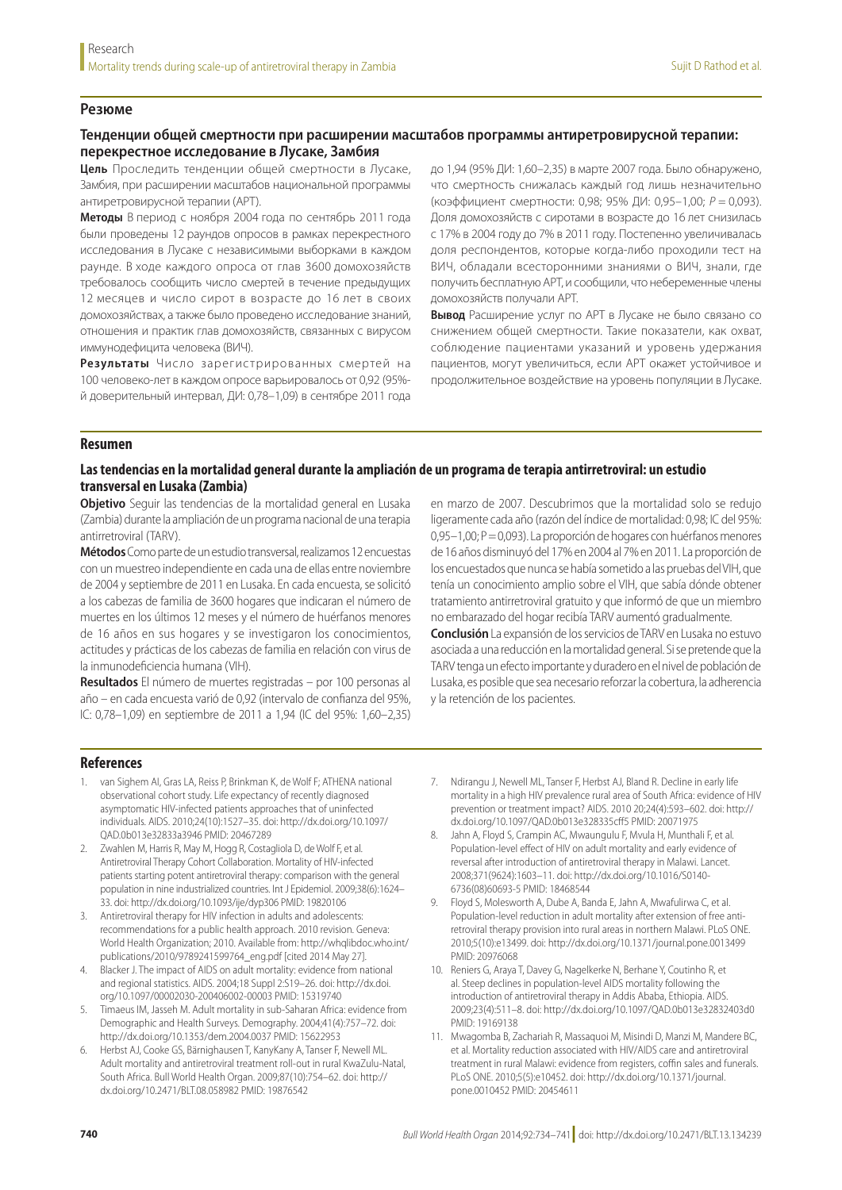## Резюме

### Тенденции общей смертности при расширении масштабов программы антиретровирусной терапии: перекрестное исследование в Лусаке, Замбия

**Цель** Проследить тенденции общей смертности в Лусаке, Замбия, при расширении масштабов национальной программы антиретровирусной терапии (АРТ).

**Методы** В период с ноября 2004 года по сентябрь 2011 года были проведены 12 раундов опросов в рамках перекрестного исследования в Лусаке с независимыми выборками в каждом раунде. В ходе каждого опроса от глав 3600 домохозяйств требовалось сообщить число смертей в течение предыдущих 12 месяцев и число сирот в возрасте до 16 лет в своих домохозяйствах, а также было проведено исследование знаний, отношения и практик глав домохозяйств, связанных с вирусом иммунодефицита человека (ВИЧ).

**Результаты** Число зарегистрированных смертей на 100 человеко-лет в каждом опросе варьировалось от 0,92 (95%-й доверительный интервал, ДИ: 0,78–1,09) в сентябре 2011 года до 1,94 (95% ДИ: 1,60–2,35) в марте 2007 года. Было обнаружено, что смертность снижалась каждый год лишь незначительно (коэффициент смертности: 0,98; 95% ДИ: 0,95–1,00; $P = 0{,}093$). Доля домохозяйств с сиротами в возрасте до 16 лет снизилась с 17% в 2004 году до 7% в 2011 году. Постепенно увеличивалась доля респондентов, которые когда-либо проходили тест на ВИЧ, обладали всесторонними знаниями о ВИЧ, знали, где получить бесплатную АРТ, и сообщили, что неберeменные члены домохозяйств получали АРТ.

**Вывод** Расширение услуг по АРТ в Лусаке не было связано со снижением общей смертности. Такие показатели, как охват, соблюдение пациентами указаний и уровень удержания пациентов, могут увеличиться, если АРТ окажет устойчивое и продолжительное воздействие на уровень популяции в Лусаке.

## Resumen

### Las tendencias en la mortalidad general durante la ampliación de un programa de terapia antirretroviral: un estudio transversal en Lusaka (Zambia)

**Objetivo** Seguir las tendencias de la mortalidad general en Lusaka (Zambia) durante la ampliación de un programa nacional de una terapia antirretroviral (TARV).

**Métodos** Como parte de un estudio transversal, realizamos 12 encuestas con un muestreo independiente en cada una de ellas entre noviembre de 2004 y septiembre de 2011 en Lusaka. En cada encuesta, se solicitó a los cabezas de familia de 3600 hogares que indicaran el número de muertes en los últimos 12 meses y el número de huérfanos menores de 16 años en sus hogares y se investigaron los conocimientos, actitudes y prácticas de los cabezas de familia en relación con virus de la inmunodeficiencia humana (VIH).

**Resultados** El número de muertes registradas – por 100 personas al año – en cada encuesta varió de 0,92 (intervalo de confianza del 95%, IC: 0,78–1,09) en septiembre de 2011 a 1,94 (IC del 95%: 1,60–2,35) en marzo de 2007. Descubrimos que la mortalidad solo se redujo ligeramente cada año (razón del índice de mortalidad: 0,98; IC del 95%: 0,95–1,00; $P = 0{,}093$). La proporción de hogares con huérfanos menores de 16 años disminuyó del 17% en 2004 al 7% en 2011. La proporción de los encuestados que nunca se había sometido a las pruebas del VIH, que tenía un conocimiento amplio sobre el VIH, que sabía dónde obtener tratamiento antirretroviral gratuito y que informó de que un miembro no embarazado del hogar recibía TARV aumentó gradualmente.

**Conclusión** La expansión de los servicios de TARV en Lusaka no estuvo asociada a una reducción en la mortalidad general. Si se pretende que la TARV tenga un efecto importante y duradero en el nivel de población de Lusaka, es posible que sea necesario reforzar la cobertura, la adherencia y la retención de los pacientes.

## References

1. van Sighem AI, Gras LA, Reiss P, Brinkman K, de Wolf F; ATHENA national observational cohort study. Life expectancy of recently diagnosed asymptomatic HIV-infected patients approaches that of uninfected individuals. AIDS. 2010;24(10):1527–35. doi: http://dx.doi.org/10.1097/QAD.0b013e32833a3946 PMID: 20467289
2. Zwahlen M, Harris R, May M, Hogg R, Costagliola D, de Wolf F, et al. Antiretroviral Therapy Cohort Collaboration. Mortality of HIV-infected patients starting potent antiretroviral therapy: comparison with the general population in nine industrialized countries. Int J Epidemiol. 2009;38(6):1624–33. doi: http://dx.doi.org/10.1093/ije/dyp306 PMID: 19820106
3. Antiretroviral therapy for HIV infection in adults and adolescents: recommendations for a public health approach. 2010 revision. Geneva: World Health Organization; 2010. Available from: http://whqlibdoc.who.int/publications/2010/9789241599764_eng.pdf [cited 2014 May 27].
4. Blacker J. The impact of AIDS on adult mortality: evidence from national and regional statistics. AIDS. 2004;18 Suppl 2:S19–26. doi: http://dx.doi.org/10.1097/00002030-200406002-00003 PMID: 15319740
5. Timaeus IM, Jasseh M. Adult mortality in sub-Saharan Africa: evidence from Demographic and Health Surveys. Demography. 2004;41(4):757–72. doi: http://dx.doi.org/10.1353/dem.2004.0037 PMID: 15622953
6. Herbst AJ, Cooke GS, Bärnighausen T, KanyKany A, Tanser F, Newell ML. Adult mortality and antiretroviral treatment roll-out in rural KwaZulu-Natal, South Africa. Bull World Health Organ. 2009;87(10):754–62. doi: http://dx.doi.org/10.2471/BLT.08.058982 PMID: 19876542
7. Ndirangu J, Newell ML, Tanser F, Herbst AJ, Bland R. Decline in early life mortality in a high HIV prevalence rural area of South Africa: evidence of HIV prevention or treatment impact? AIDS. 2010 20;24(4):593–602. doi: http://dx.doi.org/10.1097/QAD.0b013e328335cff5 PMID: 20071975
8. Jahn A, Floyd S, Crampin AC, Mwaungulu F, Mvula H, Munthali F, et al. Population-level effect of HIV on adult mortality and early evidence of reversal after introduction of antiretroviral therapy in Malawi. Lancet. 2008;371(9624):1603–11. doi: http://dx.doi.org/10.1016/S0140-6736(08)60693-5 PMID: 18468544
9. Floyd S, Molesworth A, Dube A, Banda E, Jahn A, Mwafulirwa C, et al. Population-level reduction in adult mortality after extension of free antiretroviral therapy provision into rural areas in northern Malawi. PLoS ONE. 2010;5(10):e13499. doi: http://dx.doi.org/10.1371/journal.pone.0013499 PMID: 20976068
10. Reniers G, Araya T, Davey G, Nagelkerke N, Berhane Y, Coutinho R, et al. Steep declines in population-level AIDS mortality following the introduction of antiretroviral therapy in Addis Ababa, Ethiopia. AIDS. 2009;23(4):511–8. doi: http://dx.doi.org/10.1097/QAD.0b013e32832403d0 PMID: 19169138
11. Mwagomba B, Zachariah R, Massaquoi M, Misindi D, Manzi M, Mandere BC, et al. Mortality reduction associated with HIV/AIDS care and antiretroviral treatment in rural Malawi: evidence from registers, coffin sales and funerals. PLoS ONE. 2010;5(5):e10452. doi: http://dx.doi.org/10.1371/journal.pone.0010452 PMID: 20454611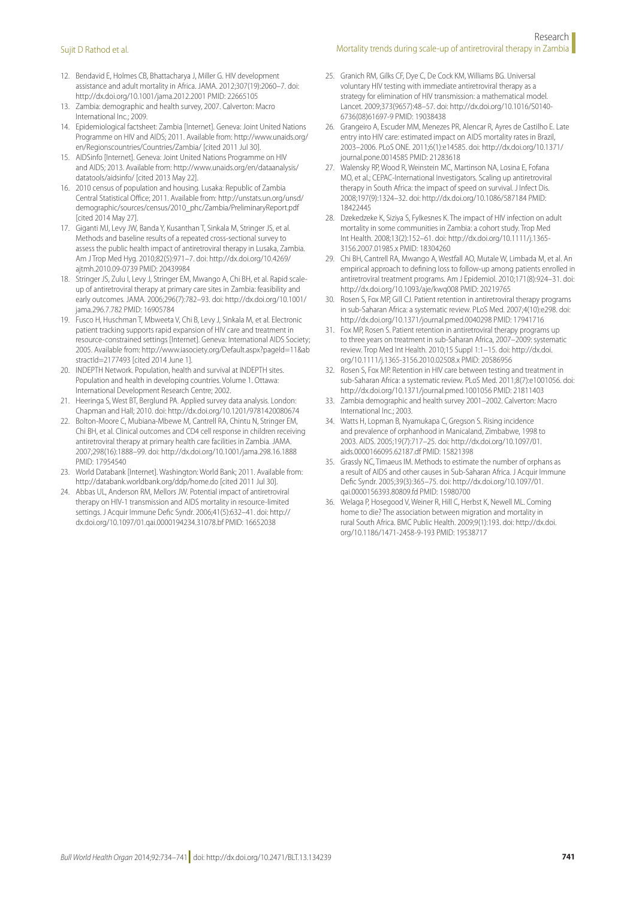12. Bendavid E, Holmes CB, Bhattacharya J, Miller G. HIV development assistance and adult mortality in Africa. JAMA. 2012;307(19):2060–7. doi: http://dx.doi.org/10.1001/jama.2012.2001 PMID: 22665105
13. Zambia: demographic and health survey, 2007. Calverton: Macro International Inc.; 2009.
14. Epidemiological factsheet: Zambia [Internet]. Geneva: Joint United Nations Programme on HIV and AIDS; 2011. Available from: http://www.unaids.org/en/Regionscountries/Countries/Zambia/ [cited 2011 Jul 30].
15. AIDSinfo [Internet]. Geneva: Joint United Nations Programme on HIV and AIDS; 2013. Available from: http://www.unaids.org/en/dataanalysis/datatools/aidsinfo/ [cited 2013 May 22].
16. 2010 census of population and housing. Lusaka: Republic of Zambia Central Statistical Office; 2011. Available from: http://unstats.un.org/unsd/demographic/sources/census/2010_phc/Zambia/PreliminaryReport.pdf [cited 2014 May 27].
17. Giganti MJ, Levy JW, Banda Y, Kusanthan T, Sinkala M, Stringer JS, et al. Methods and baseline results of a repeated cross-sectional survey to assess the public health impact of antiretroviral therapy in Lusaka, Zambia. Am J Trop Med Hyg. 2010;82(5):971–7. doi: http://dx.doi.org/10.4269/ajtmh.2010.09-0739 PMID: 20439984
18. Stringer JS, Zulu I, Levy J, Stringer EM, Mwango A, Chi BH, et al. Rapid scale-up of antiretroviral therapy at primary care sites in Zambia: feasibility and early outcomes. JAMA. 2006;296(7):782–93. doi: http://dx.doi.org/10.1001/jama.296.7.782 PMID: 16905784
19. Fusco H, Huschman T, Mbweeta V, Chi B, Levy J, Sinkala M, et al. Electronic patient tracking supports rapid expansion of HIV care and treatment in resource-constrained settings [Internet]. Geneva: International AIDS Society; 2005. Available from: http://www.iasociety.org/Default.aspx?pageId=11&abstractId=2177493 [cited 2014 June 1].
20. INDEPTH Network. Population, health and survival at INDEPTH sites. Population and health in developing countries. Volume 1. Ottawa: International Development Research Centre; 2002.
21. Heeringa S, West BT, Berglund PA. Applied survey data analysis. London: Chapman and Hall; 2010. doi: http://dx.doi.org/10.1201/9781420080674
22. Bolton-Moore C, Mubiana-Mbewe M, Cantrell RA, Chintu N, Stringer EM, Chi BH, et al. Clinical outcomes and CD4 cell response in children receiving antiretroviral therapy at primary health care facilities in Zambia. JAMA. 2007;298(16):1888–99. doi: http://dx.doi.org/10.1001/jama.298.16.1888 PMID: 17954540
23. World Databank [Internet]. Washington: World Bank; 2011. Available from: http://databank.worldbank.org/ddp/home.do [cited 2011 Jul 30].
24. Abbas UL, Anderson RM, Mellors JW. Potential impact of antiretroviral therapy on HIV-1 transmission and AIDS mortality in resource-limited settings. J Acquir Immune Defic Syndr. 2006;41(5):632–41. doi: http://dx.doi.org/10.1097/01.qai.0000194234.31078.bf PMID: 16652038
25. Granich RM, Gilks CF, Dye C, De Cock KM, Williams BG. Universal voluntary HIV testing with immediate antiretroviral therapy as a strategy for elimination of HIV transmission: a mathematical model. Lancet. 2009;373(9657):48–57. doi: http://dx.doi.org/10.1016/S0140-6736(08)61697-9 PMID: 19038438
26. Grangeiro A, Escuder MM, Menezes PR, Alencar R, Ayres de Castilho E. Late entry into HIV care: estimated impact on AIDS mortality rates in Brazil, 2003–2006. PLoS ONE. 2011;6(1):e14585. doi: http://dx.doi.org/10.1371/journal.pone.0014585 PMID: 21283618
27. Walensky RP, Wood R, Weinstein MC, Martinson NA, Losina E, Fofana MO, et al.; CEPAC-International Investigators. Scaling up antiretroviral therapy in South Africa: the impact of speed on survival. J Infect Dis. 2008;197(9):1324–32. doi: http://dx.doi.org/10.1086/587184 PMID: 18422445
28. Dzekedzeke K, Siziya S, Fylkesnes K. The impact of HIV infection on adult mortality in some communities in Zambia: a cohort study. Trop Med Int Health. 2008;13(2):152–61. doi: http://dx.doi.org/10.1111/j.1365-3156.2007.01985.x PMID: 18304260
29. Chi BH, Cantrell RA, Mwango A, Westfall AO, Mutale W, Limbada M, et al. An empirical approach to defining loss to follow-up among patients enrolled in antiretroviral treatment programs. Am J Epidemiol. 2010;171(8):924–31. doi: http://dx.doi.org/10.1093/aje/kwq008 PMID: 20219765
30. Rosen S, Fox MP, Gill CJ. Patient retention in antiretroviral therapy programs in sub-Saharan Africa: a systematic review. PLoS Med. 2007;4(10):e298. doi: http://dx.doi.org/10.1371/journal.pmed.0040298 PMID: 17941716
31. Fox MP, Rosen S. Patient retention in antiretroviral therapy programs up to three years on treatment in sub-Saharan Africa, 2007–2009: systematic review. Trop Med Int Health. 2010;15 Suppl 1:1–15. doi: http://dx.doi.org/10.1111/j.1365-3156.2010.02508.x PMID: 20586956
32. Rosen S, Fox MP. Retention in HIV care between testing and treatment in sub-Saharan Africa: a systematic review. PLoS Med. 2011;8(7):e1001056. doi: http://dx.doi.org/10.1371/journal.pmed.1001056 PMID: 21811403
33. Zambia demographic and health survey 2001–2002. Calverton: Macro International Inc.; 2003.
34. Watts H, Lopman B, Nyamukapa C, Gregson S. Rising incidence and prevalence of orphanhood in Manicaland, Zimbabwe, 1998 to 2003. AIDS. 2005;19(7):717–25. doi: http://dx.doi.org/10.1097/01.aids.0000166095.62187.df PMID: 15821398
35. Grassly NC, Timaeus IM. Methods to estimate the number of orphans as a result of AIDS and other causes in Sub-Saharan Africa. J Acquir Immune Defic Syndr. 2005;39(3):365–75. doi: http://dx.doi.org/10.1097/01.qai.0000156393.80809.fd PMID: 15980700
36. Welaga P, Hosegood V, Weiner R, Hill C, Herbst K, Newell ML. Coming home to die? The association between migration and mortality in rural South Africa. BMC Public Health. 2009;9(1):193. doi: http://dx.doi.org/10.1186/1471-2458-9-193 PMID: 19538717